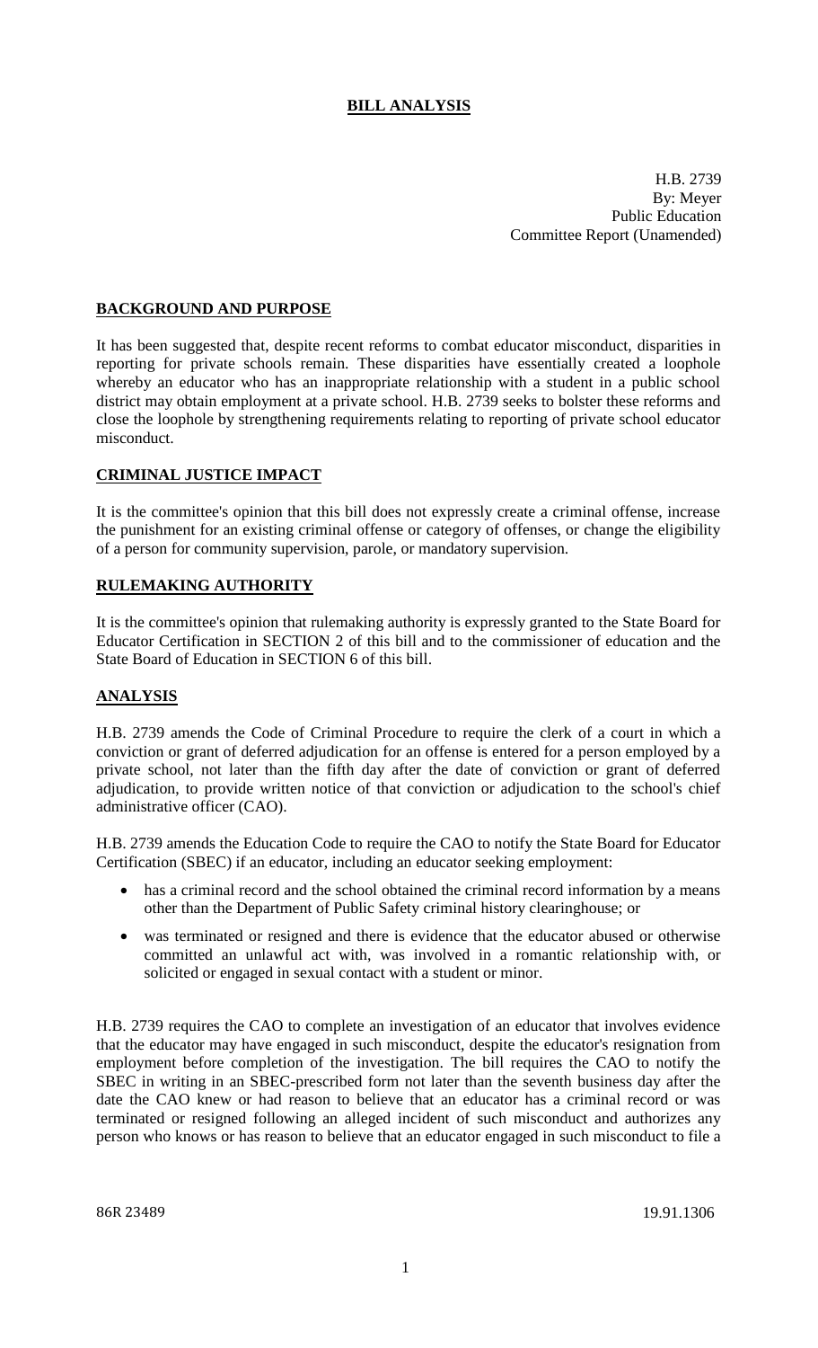# BILL ANALYSIS

H.B. 2739
By: Meyer
Public Education
Committee Report (Unamended)

## BACKGROUND AND PURPOSE

It has been suggested that, despite recent reforms to combat educator misconduct, disparities in reporting for private schools remain. These disparities have essentially created a loophole whereby an educator who has an inappropriate relationship with a student in a public school district may obtain employment at a private school. H.B. 2739 seeks to bolster these reforms and close the loophole by strengthening requirements relating to reporting of private school educator misconduct.

## CRIMINAL JUSTICE IMPACT

It is the committee's opinion that this bill does not expressly create a criminal offense, increase the punishment for an existing criminal offense or category of offenses, or change the eligibility of a person for community supervision, parole, or mandatory supervision.

## RULEMAKING AUTHORITY

It is the committee's opinion that rulemaking authority is expressly granted to the State Board for Educator Certification in SECTION 2 of this bill and to the commissioner of education and the State Board of Education in SECTION 6 of this bill.

## ANALYSIS

H.B. 2739 amends the Code of Criminal Procedure to require the clerk of a court in which a conviction or grant of deferred adjudication for an offense is entered for a person employed by a private school, not later than the fifth day after the date of conviction or grant of deferred adjudication, to provide written notice of that conviction or adjudication to the school's chief administrative officer (CAO).

H.B. 2739 amends the Education Code to require the CAO to notify the State Board for Educator Certification (SBEC) if an educator, including an educator seeking employment:

- has a criminal record and the school obtained the criminal record information by a means other than the Department of Public Safety criminal history clearinghouse; or
- was terminated or resigned and there is evidence that the educator abused or otherwise committed an unlawful act with, was involved in a romantic relationship with, or solicited or engaged in sexual contact with a student or minor.

H.B. 2739 requires the CAO to complete an investigation of an educator that involves evidence that the educator may have engaged in such misconduct, despite the educator's resignation from employment before completion of the investigation. The bill requires the CAO to notify the SBEC in writing in an SBEC-prescribed form not later than the seventh business day after the date the CAO knew or had reason to believe that an educator has a criminal record or was terminated or resigned following an alleged incident of such misconduct and authorizes any person who knows or has reason to believe that an educator engaged in such misconduct to file a

86R 23489 19.91.1306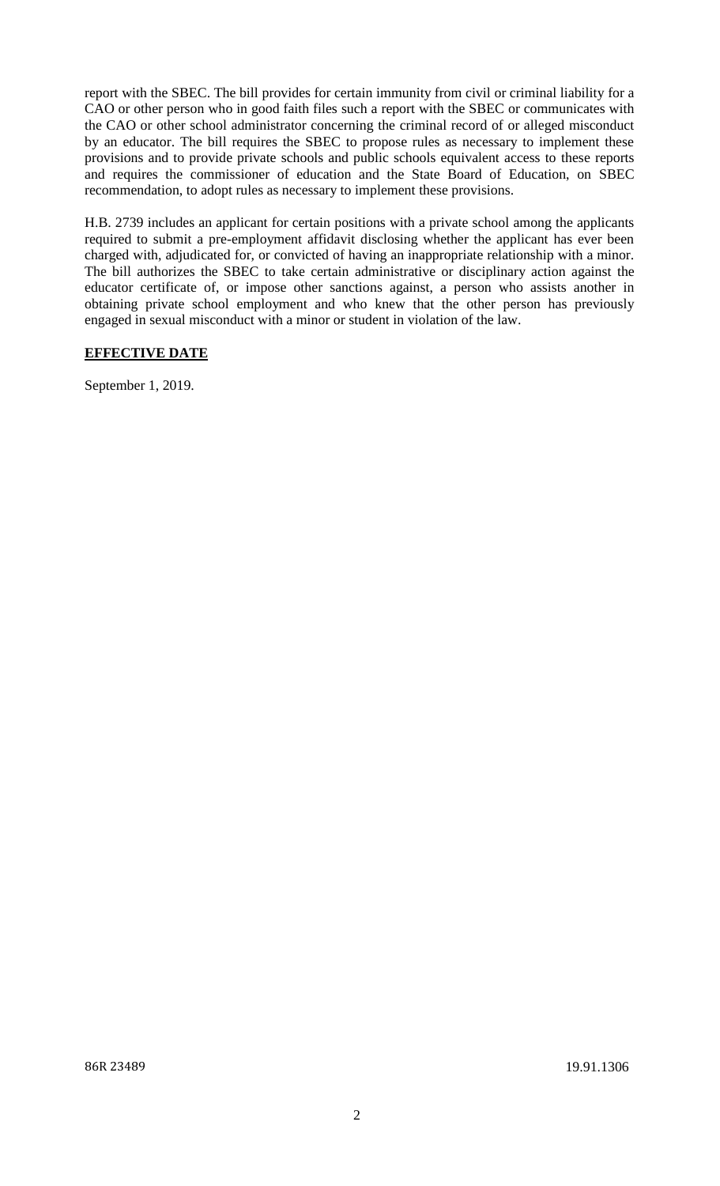report with the SBEC. The bill provides for certain immunity from civil or criminal liability for a CAO or other person who in good faith files such a report with the SBEC or communicates with the CAO or other school administrator concerning the criminal record of or alleged misconduct by an educator. The bill requires the SBEC to propose rules as necessary to implement these provisions and to provide private schools and public schools equivalent access to these reports and requires the commissioner of education and the State Board of Education, on SBEC recommendation, to adopt rules as necessary to implement these provisions.

H.B. 2739 includes an applicant for certain positions with a private school among the applicants required to submit a pre-employment affidavit disclosing whether the applicant has ever been charged with, adjudicated for, or convicted of having an inappropriate relationship with a minor. The bill authorizes the SBEC to take certain administrative or disciplinary action against the educator certificate of, or impose other sanctions against, a person who assists another in obtaining private school employment and who knew that the other person has previously engaged in sexual misconduct with a minor or student in violation of the law.

**EFFECTIVE DATE**

September 1, 2019.

86R 23489 19.91.1306